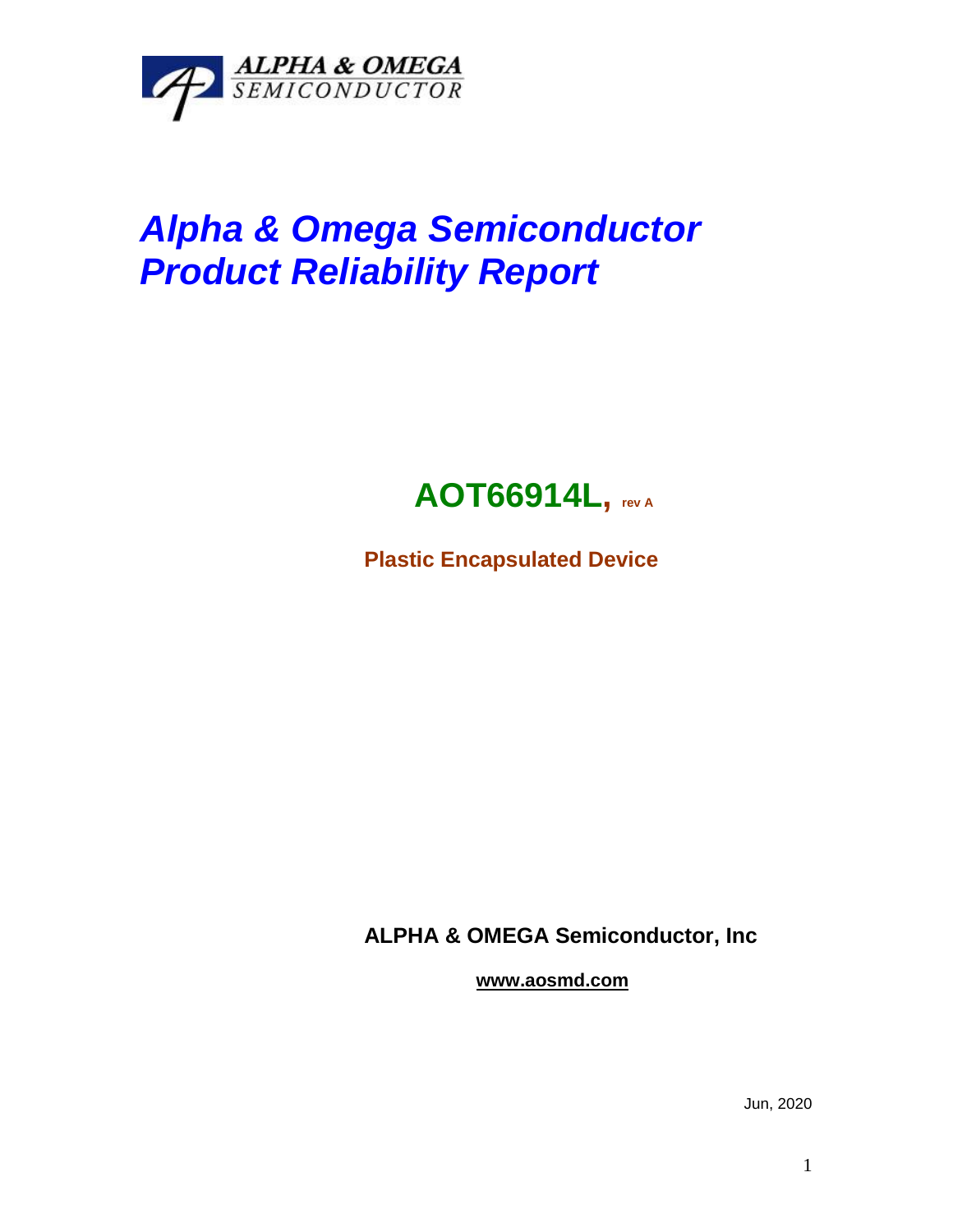# *Alpha & Omega Semiconductor Product Reliability Report*

## AOT66914L, rev A

**Plastic Encapsulated Device**

**ALPHA & OMEGA Semiconductor, Inc**

**www.aosmd.com**

Jun, 2020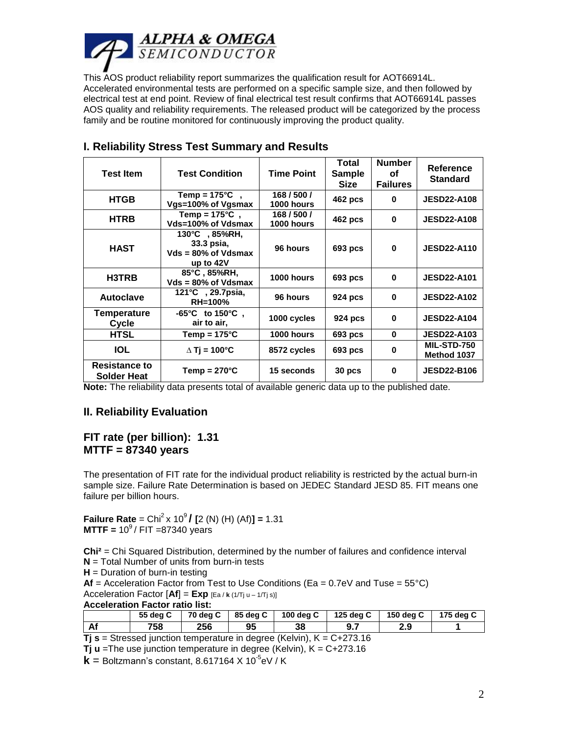This AOS product reliability report summarizes the qualification result for AOT66914L. Accelerated environmental tests are performed on a specific sample size, and then followed by electrical test at end point. Review of final electrical test result confirms that AOT66914L passes AOS quality and reliability requirements. The released product will be categorized by the process family and be routine monitored for continuously improving the product quality.

## I. Reliability Stress Test Summary and Results

| Test Item | Test Condition | Time Point | Total Sample Size | Number of Failures | Reference Standard |
|---|---|---|---|---|---|
| HTGB | Temp = 175°C , Vgs=100% of Vgsmax | 168 / 500 / 1000 hours | 462 pcs | 0 | JESD22-A108 |
| HTRB | Temp = 175°C , Vds=100% of Vdsmax | 168 / 500 / 1000 hours | 462 pcs | 0 | JESD22-A108 |
| HAST | 130°C , 85%RH, 33.3 psia, Vds = 80% of Vdsmax up to 42V | 96 hours | 693 pcs | 0 | JESD22-A110 |
| H3TRB | 85°C , 85%RH, Vds = 80% of Vdsmax | 1000 hours | 693 pcs | 0 | JESD22-A101 |
| Autoclave | 121°C , 29.7psia, RH=100% | 96 hours | 924 pcs | 0 | JESD22-A102 |
| Temperature Cycle | -65°C to 150°C , air to air, | 1000 cycles | 924 pcs | 0 | JESD22-A104 |
| HTSL | Temp = 175°C | 1000 hours | 693 pcs | 0 | JESD22-A103 |
| IOL | $\Delta$ Tj = 100°C | 8572 cycles | 693 pcs | 0 | MIL-STD-750 Method 1037 |
| Resistance to Solder Heat | Temp = 270°C | 15 seconds | 30 pcs | 0 | JESD22-B106 |

**Note:** The reliability data presents total of available generic data up to the published date.

## II. Reliability Evaluation

### FIT rate (per billion): 1.31
### MTTF = 87340 years

The presentation of FIT rate for the individual product reliability is restricted by the actual burn-in sample size. Failure Rate Determination is based on JEDEC Standard JESD 85. FIT means one failure per billion hours.

**Failure Rate** = $Chi^2 \times 10^9$ **/ [**2 (N) (H) (Af)**] =** 1.31
**MTTF =** $10^9$ / FIT =87340 years

**Chi²** = Chi Squared Distribution, determined by the number of failures and confidence interval
**N** = Total Number of units from burn-in tests
**H** = Duration of burn-in testing
**Af** = Acceleration Factor from Test to Use Conditions (Ea = 0.7eV and Tuse = 55°C)
Acceleration Factor [**Af**] = **Exp** [Ea / **k** (1/Tj u – 1/Tj s)]

**Acceleration Factor ratio list:**

| | 55 deg C | 70 deg C | 85 deg C | 100 deg C | 125 deg C | 150 deg C | 175 deg C |
|---|---|---|---|---|---|---|---|
| Af | 758 | 256 | 95 | 38 | 9.7 | 2.9 | 1 |

**Tj s** = Stressed junction temperature in degree (Kelvin), K = C+273.16
**Tj u** =The use junction temperature in degree (Kelvin), K = C+273.16
**k** = Boltzmann's constant, 8.617164 X $10^{-5}$eV / K